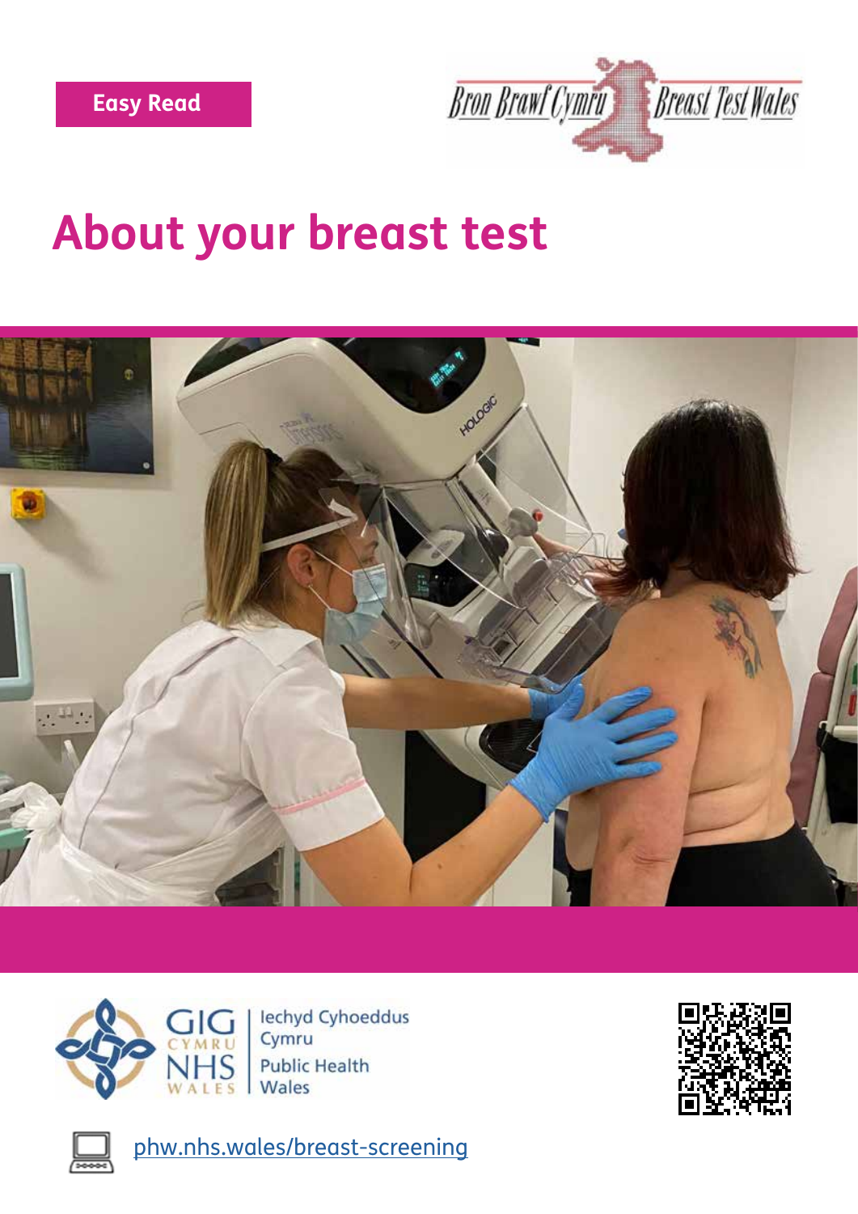Easy Read

Bron Brawf Cymru Breast Test Wales

# About your breast test

GIG CYMRU NHS WALES | Iechyd Cyhoeddus Cymru Public Health Wales

phw.nhs.wales/breast-screening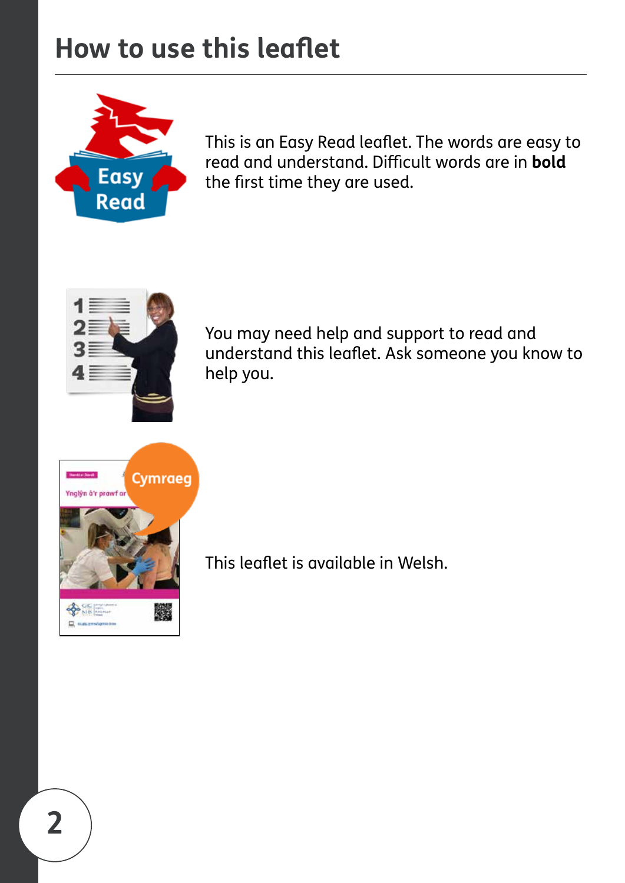# How to use this leaflet

This is an Easy Read leaflet. The words are easy to read and understand. Difficult words are in **bold** the first time they are used.

You may need help and support to read and understand this leaflet. Ask someone you know to help you.

This leaflet is available in Welsh.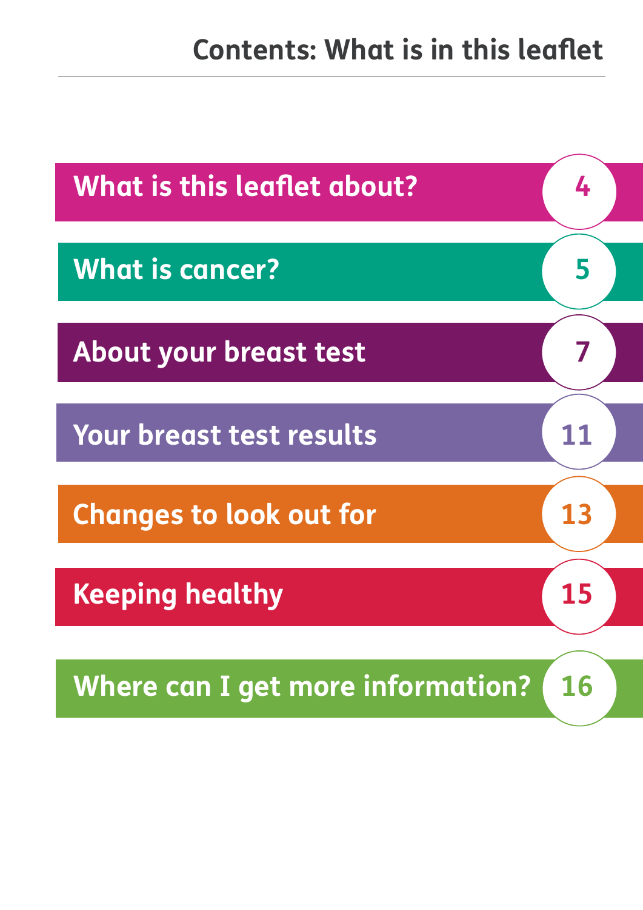# Contents: What is in this leaflet

| Section | Page |
| --- | --- |
| What is this leaflet about? | 4 |
| What is cancer? | 5 |
| About your breast test | 7 |
| Your breast test results | 11 |
| Changes to look out for | 13 |
| Keeping healthy | 15 |
| Where can I get more information? | 16 |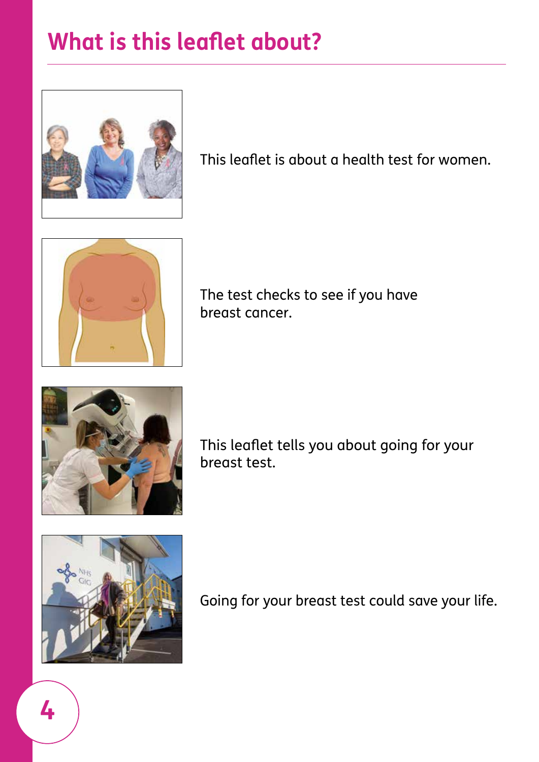# What is this leaflet about?

This leaflet is about a health test for women.

The test checks to see if you have breast cancer.

This leaflet tells you about going for your breast test.

Going for your breast test could save your life.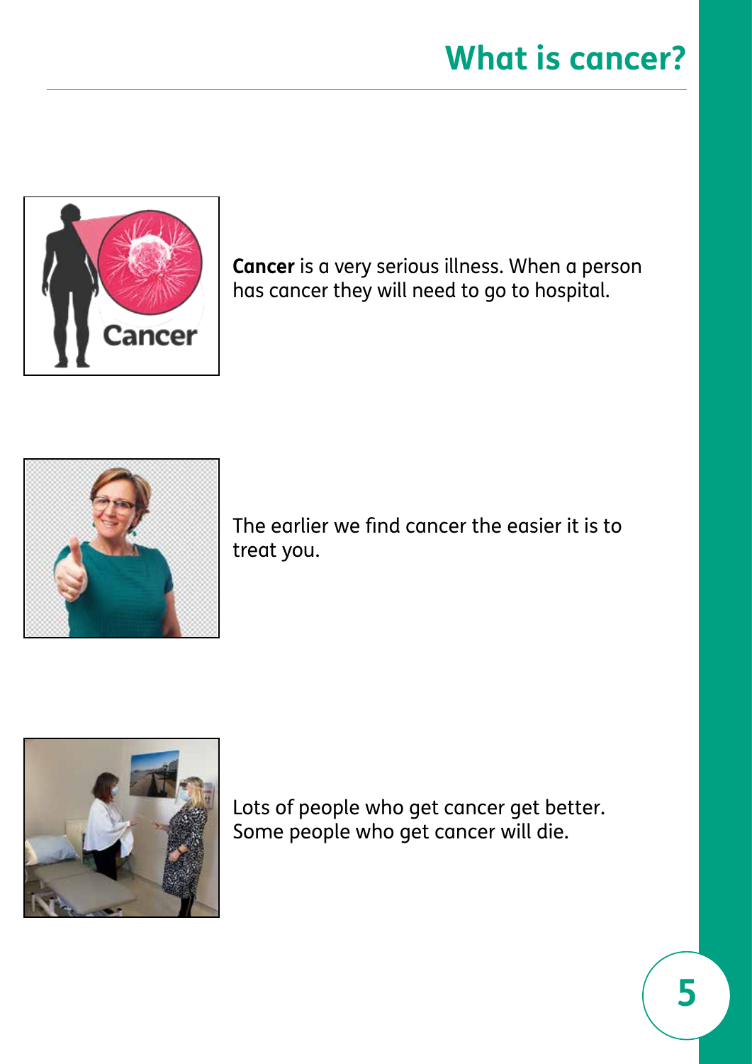# What is cancer?

**Cancer** is a very serious illness. When a person has cancer they will need to go to hospital.

The earlier we find cancer the easier it is to treat you.

Lots of people who get cancer get better. Some people who get cancer will die.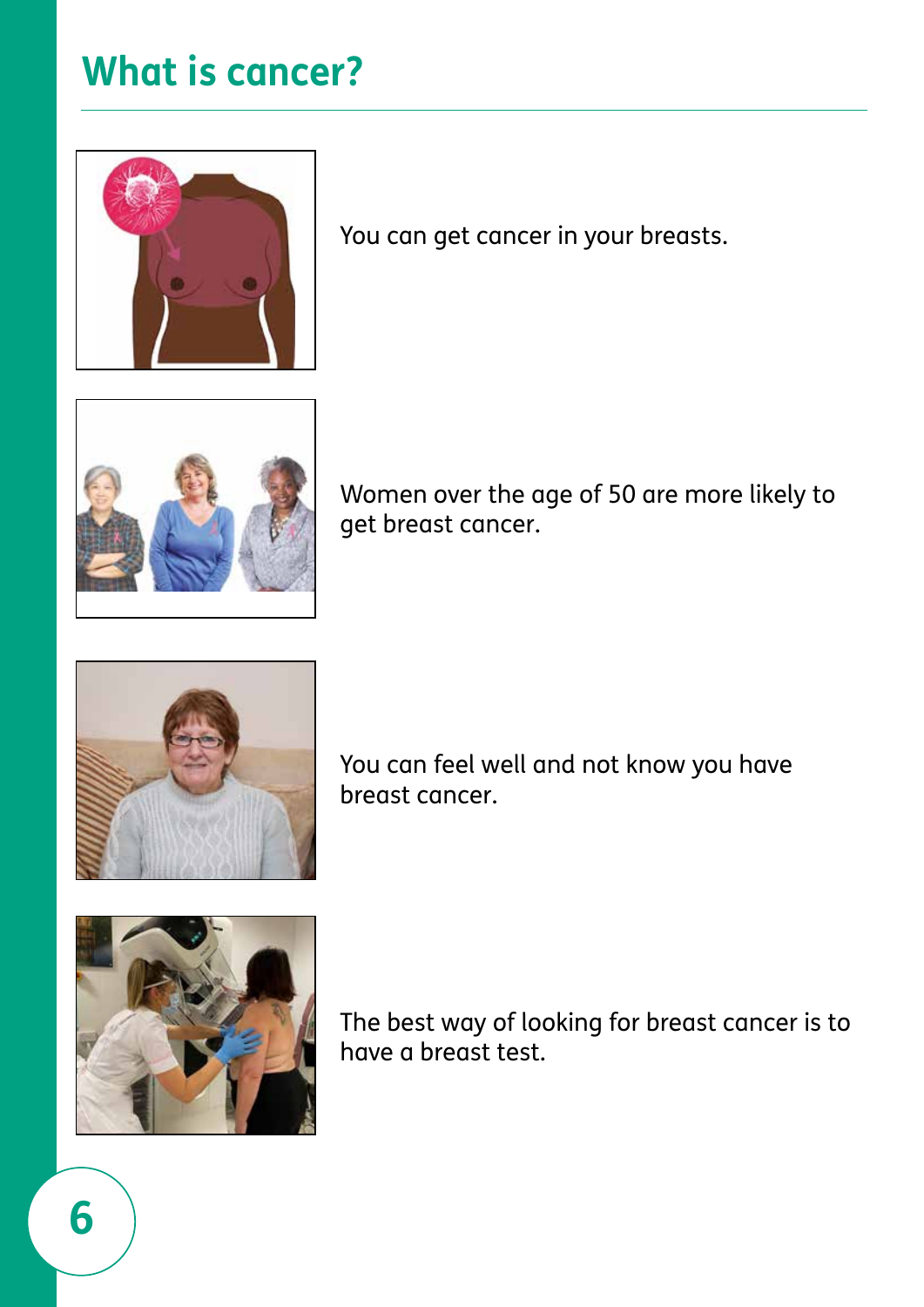# What is cancer?

You can get cancer in your breasts.

Women over the age of 50 are more likely to get breast cancer.

You can feel well and not know you have breast cancer.

The best way of looking for breast cancer is to have a breast test.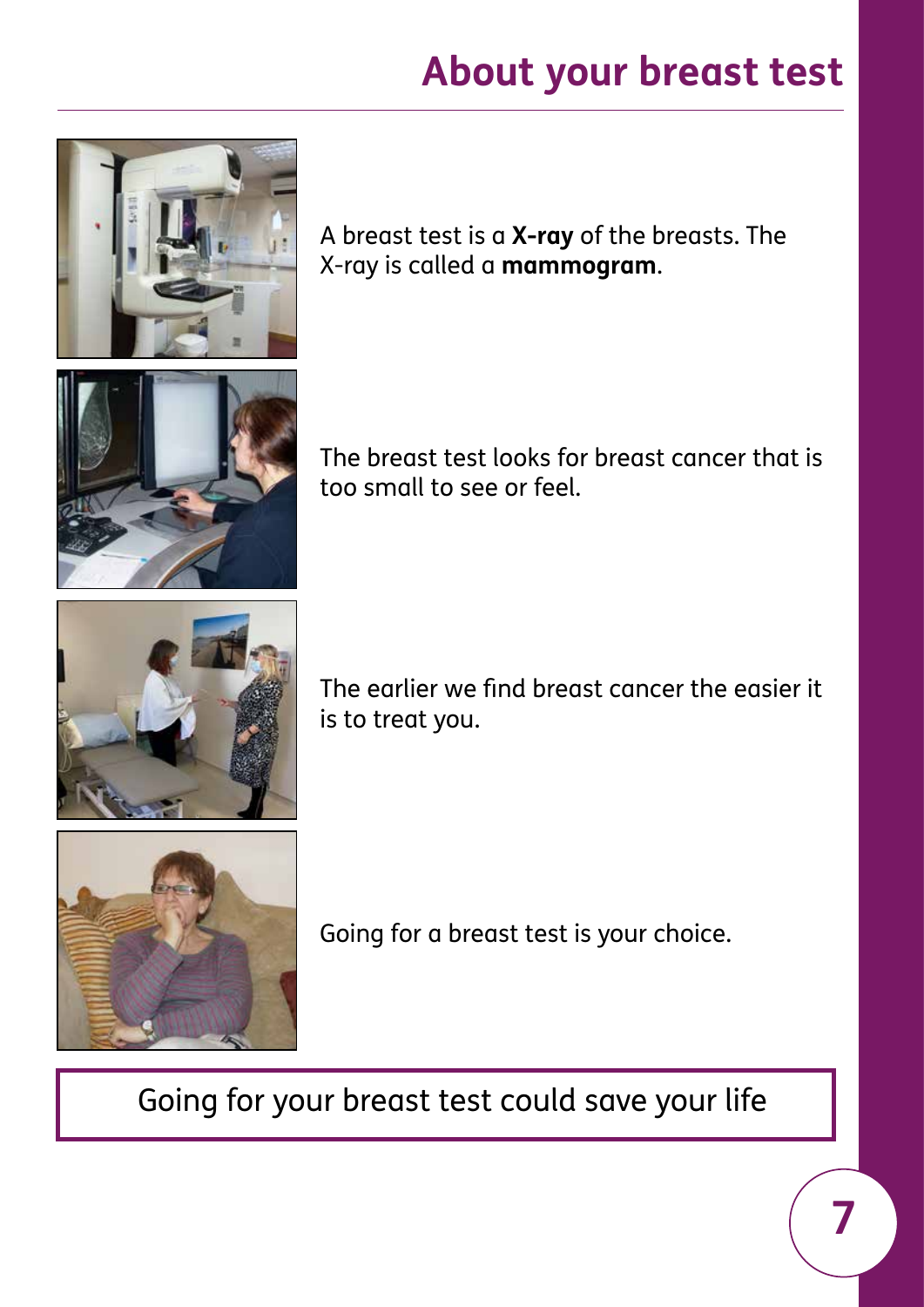# About your breast test

A breast test is a **X-ray** of the breasts. The X-ray is called a **mammogram**.

The breast test looks for breast cancer that is too small to see or feel.

The earlier we find breast cancer the easier it is to treat you.

Going for a breast test is your choice.

Going for your breast test could save your life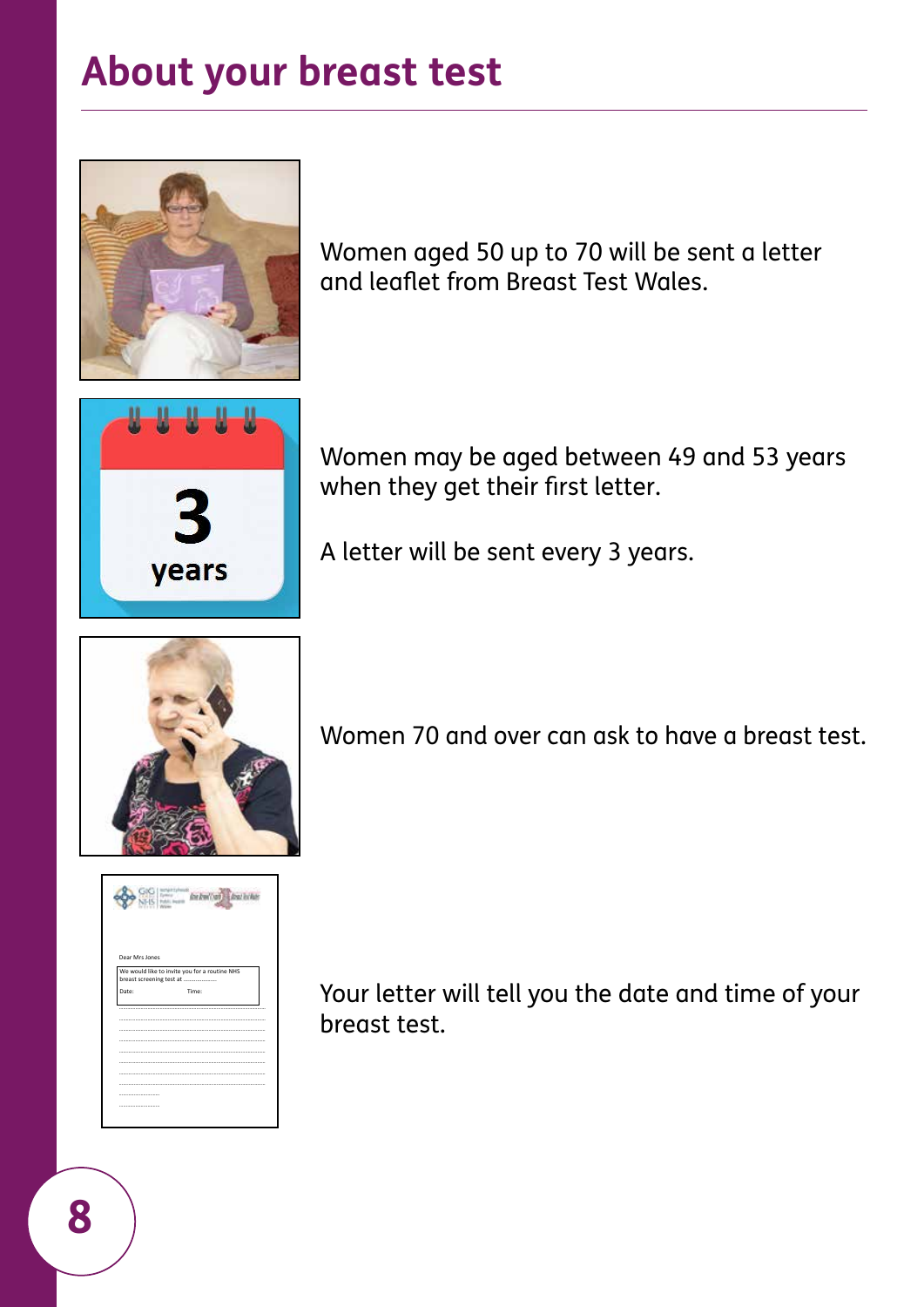# About your breast test

Women aged 50 up to 70 will be sent a letter and leaflet from Breast Test Wales.

Women may be aged between 49 and 53 years when they get their first letter.

A letter will be sent every 3 years.

Women 70 and over can ask to have a breast test.

Your letter will tell you the date and time of your breast test.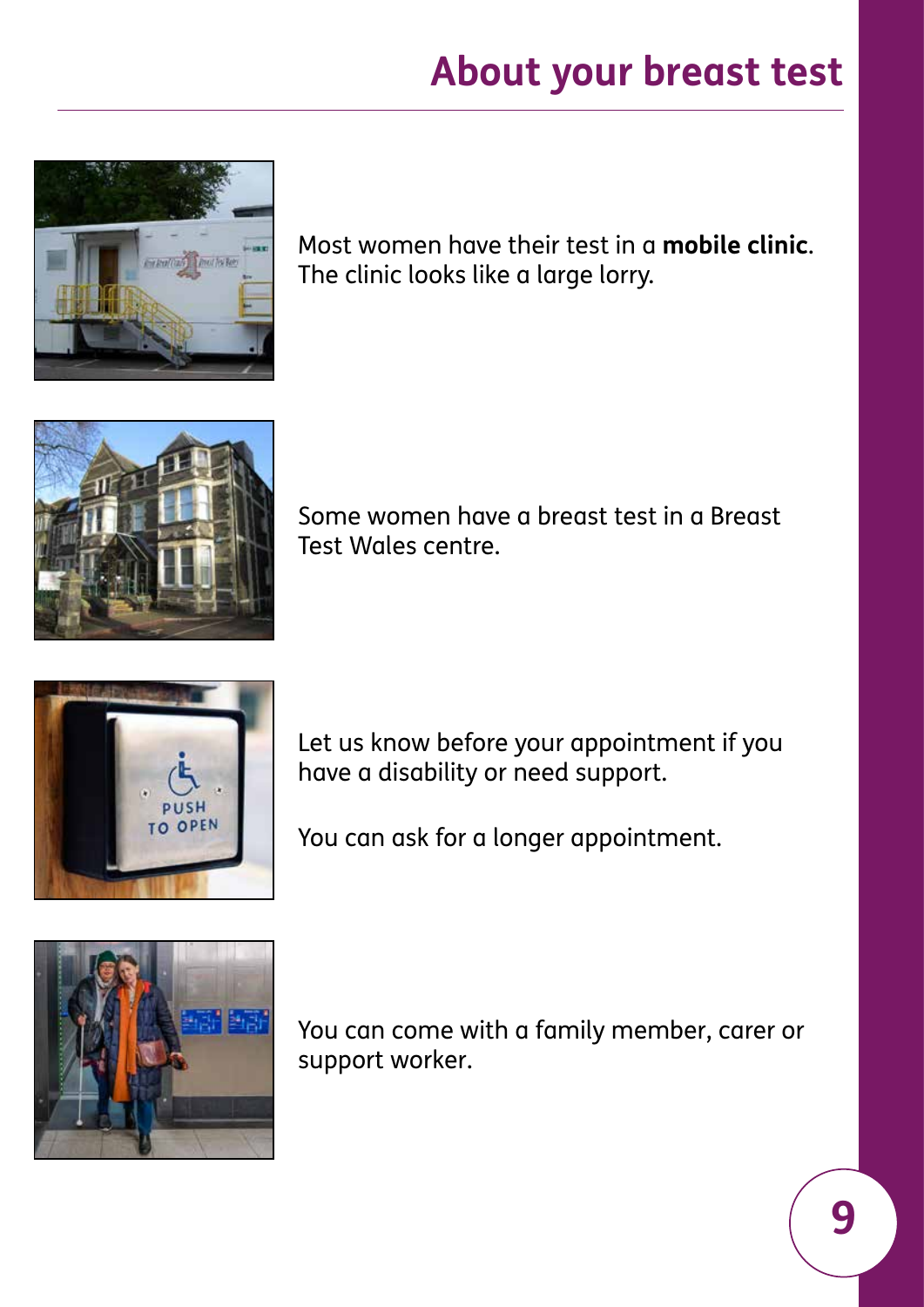# About your breast test

Most women have their test in a **mobile clinic**. The clinic looks like a large lorry.

Some women have a breast test in a Breast Test Wales centre.

Let us know before your appointment if you have a disability or need support.

You can ask for a longer appointment.

You can come with a family member, carer or support worker.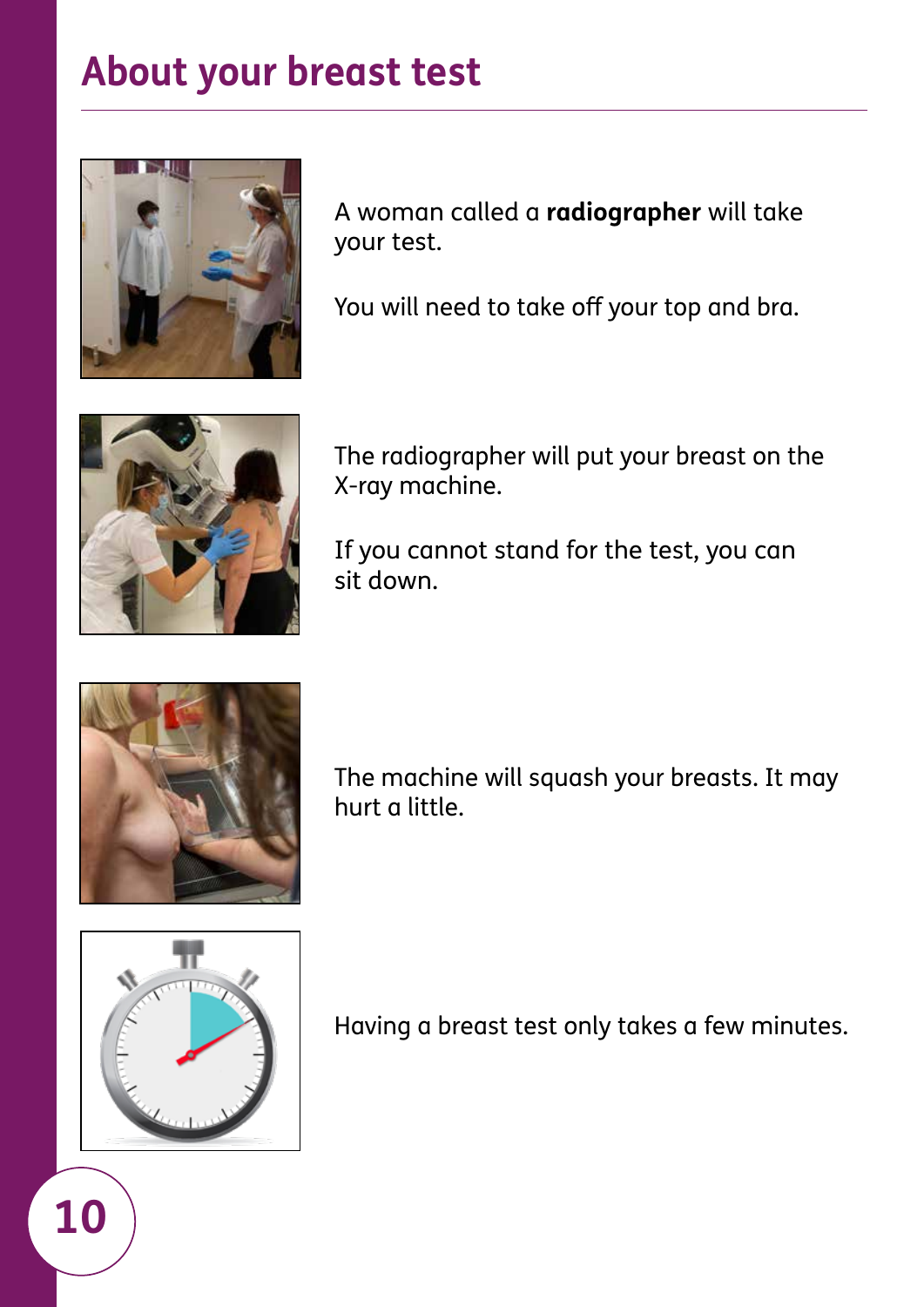# About your breast test

A woman called a **radiographer** will take your test.

You will need to take off your top and bra.

The radiographer will put your breast on the X-ray machine.

If you cannot stand for the test, you can sit down.

The machine will squash your breasts. It may hurt a little.

Having a breast test only takes a few minutes.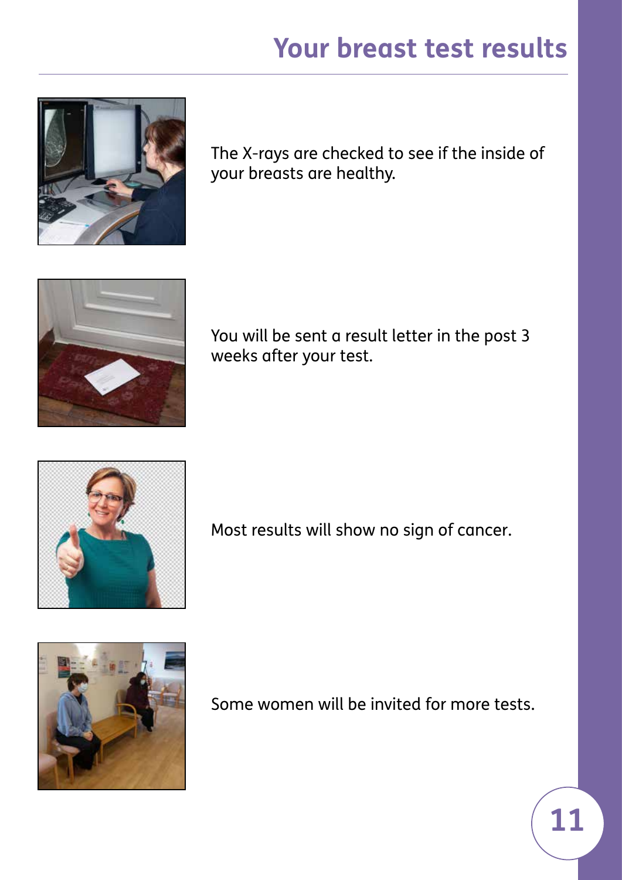# Your breast test results

The X-rays are checked to see if the inside of your breasts are healthy.

You will be sent a result letter in the post 3 weeks after your test.

Most results will show no sign of cancer.

Some women will be invited for more tests.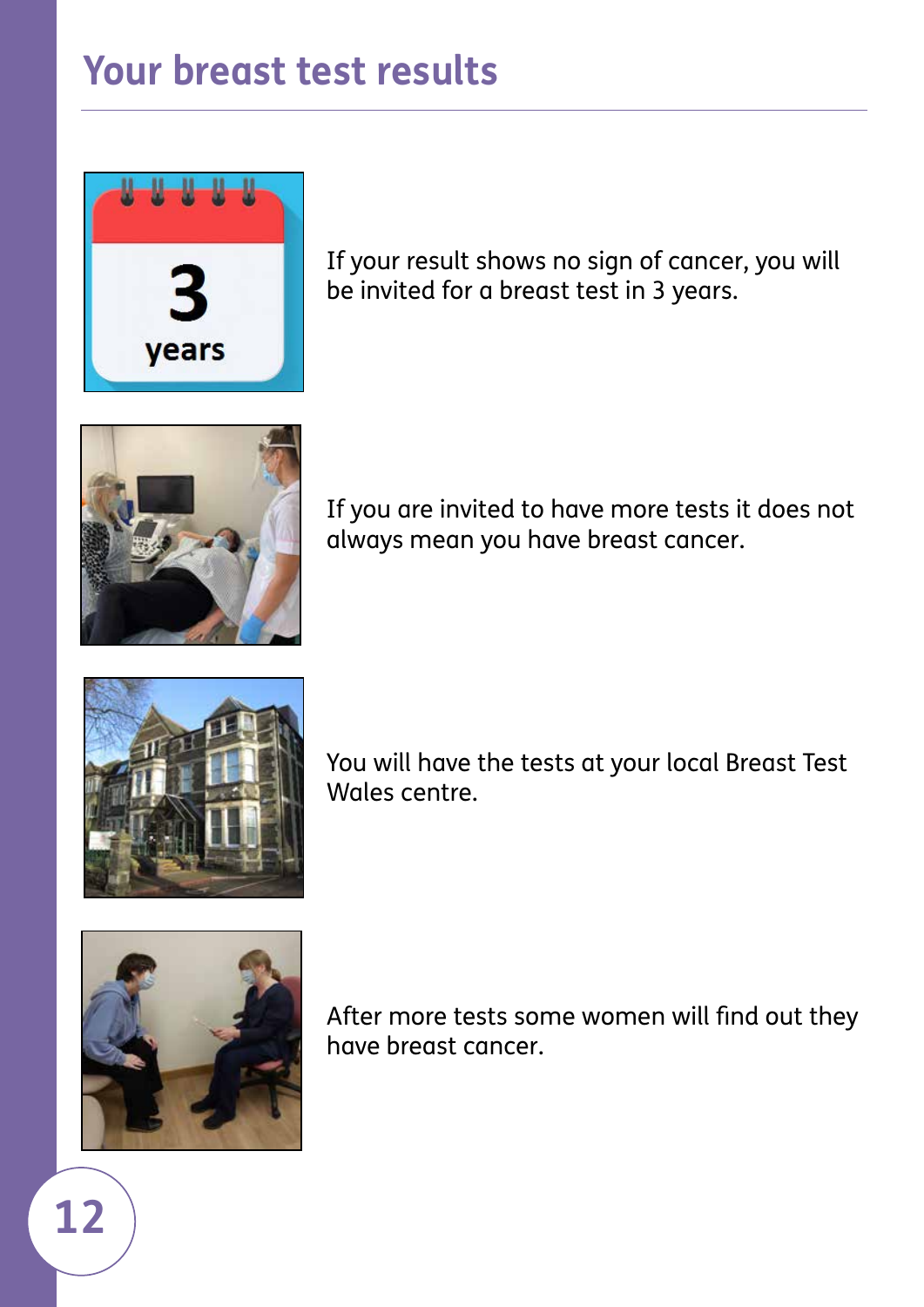# Your breast test results

If your result shows no sign of cancer, you will be invited for a breast test in 3 years.

If you are invited to have more tests it does not always mean you have breast cancer.

You will have the tests at your local Breast Test Wales centre.

After more tests some women will find out they have breast cancer.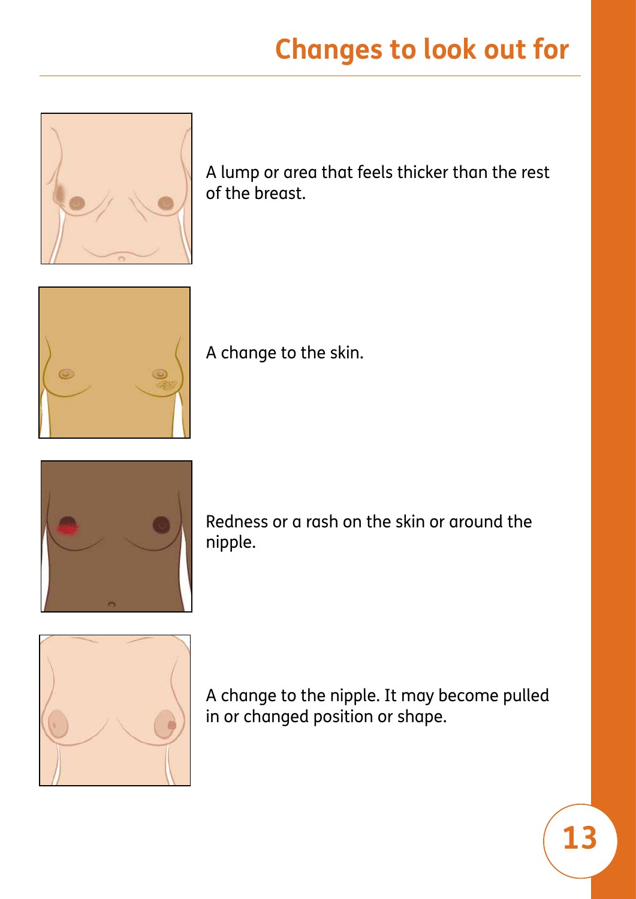# Changes to look out for

A lump or area that feels thicker than the rest of the breast.

A change to the skin.

Redness or a rash on the skin or around the nipple.

A change to the nipple. It may become pulled in or changed position or shape.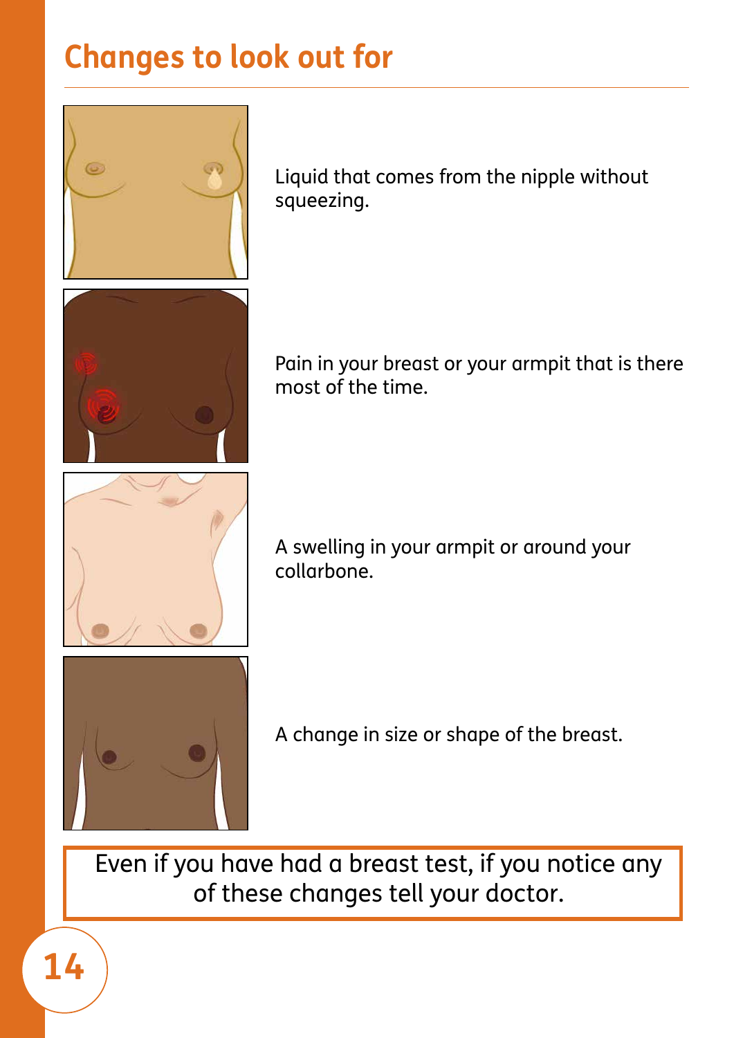## Changes to look out for

Liquid that comes from the nipple without squeezing.

Pain in your breast or your armpit that is there most of the time.

A swelling in your armpit or around your collarbone.

A change in size or shape of the breast.

Even if you have had a breast test, if you notice any of these changes tell your doctor.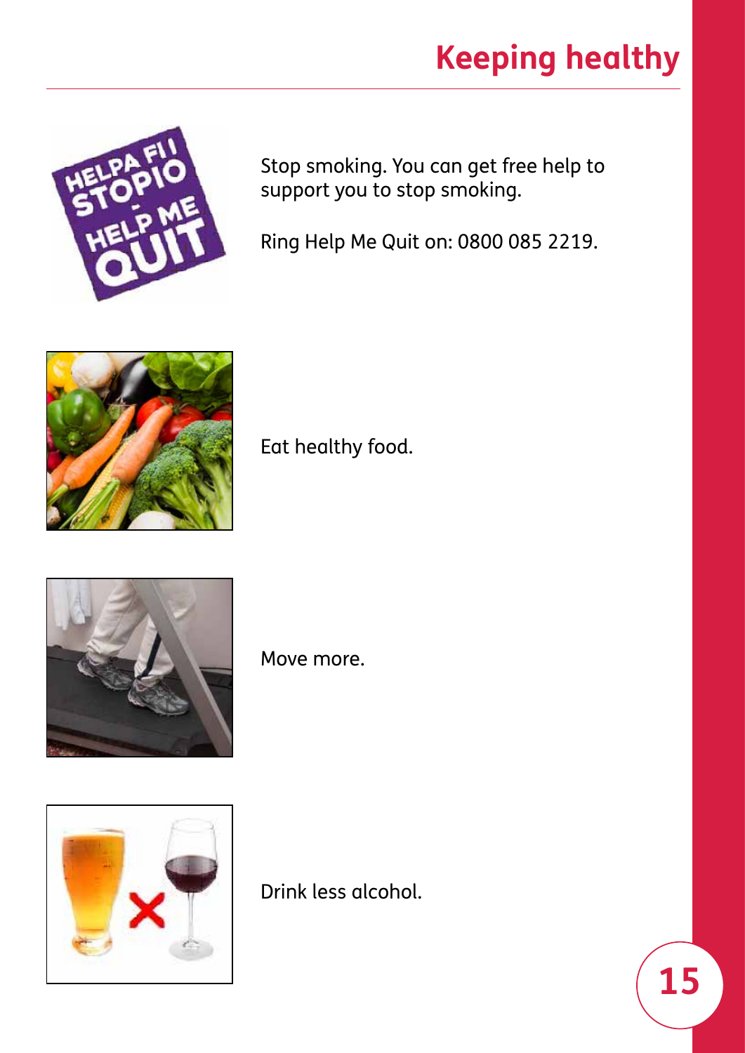# Keeping healthy

Stop smoking. You can get free help to support you to stop smoking.

Ring Help Me Quit on: 0800 085 2219.

Eat healthy food.

Move more.

Drink less alcohol.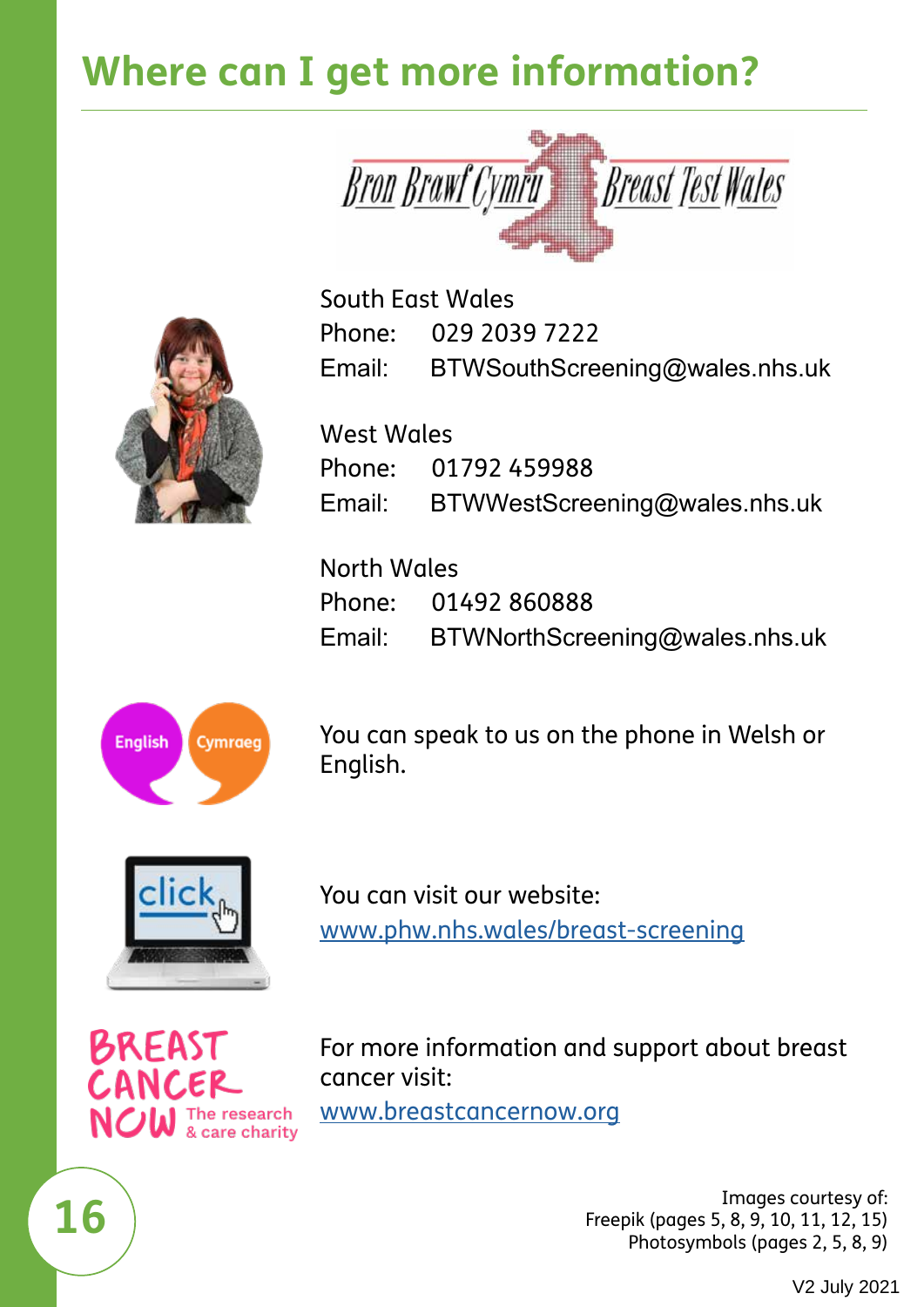# Where can I get more information?

Bron Brawf Cymru Breast Test Wales

South East Wales
Phone: 029 2039 7222
Email: BTWSouthScreening@wales.nhs.uk

West Wales
Phone: 01792 459988
Email: BTWWestScreening@wales.nhs.uk

North Wales
Phone: 01492 860888
Email: BTWNorthScreening@wales.nhs.uk

English Cymraeg

You can speak to us on the phone in Welsh or English.

You can visit our website:
www.phw.nhs.wales/breast-screening

BREAST CANCER NOW The research & care charity

For more information and support about breast cancer visit:
www.breastcancernow.org

Images courtesy of:
Freepik (pages 5, 8, 9, 10, 11, 12, 15)
Photosymbols (pages 2, 5, 8, 9)

V2 July 2021